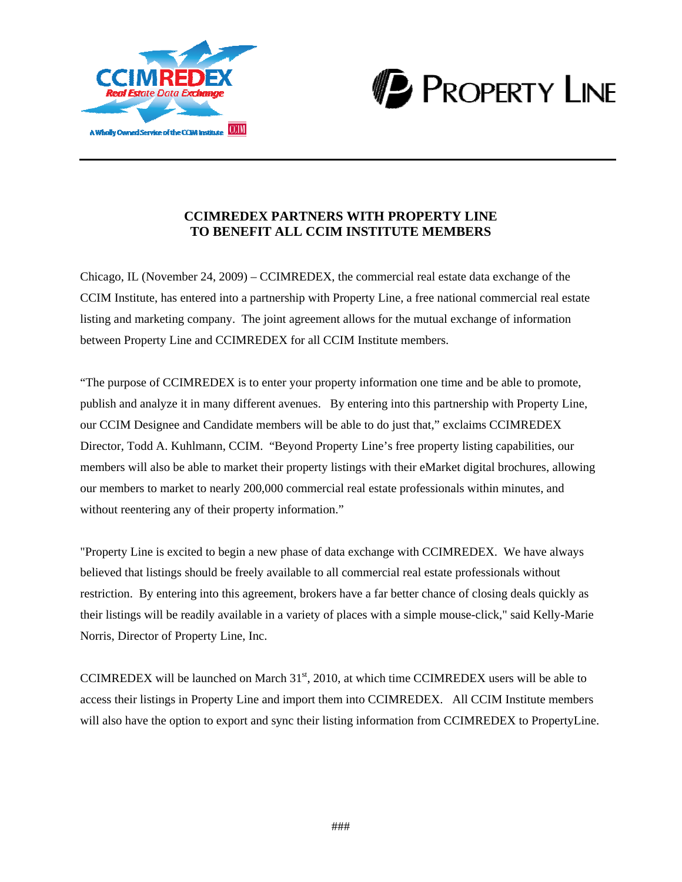# CCIMREDEX PARTNERS WITH PROPERTY LINE TO BENEFIT ALL CCIM INSTITUTE MEMBERS

Chicago, IL (November 24, 2009) – CCIMREDEX, the commercial real estate data exchange of the CCIM Institute, has entered into a partnership with Property Line, a free national commercial real estate listing and marketing company. The joint agreement allows for the mutual exchange of information between Property Line and CCIMREDEX for all CCIM Institute members.

"The purpose of CCIMREDEX is to enter your property information one time and be able to promote, publish and analyze it in many different avenues. By entering into this partnership with Property Line, our CCIM Designee and Candidate members will be able to do just that," exclaims CCIMREDEX Director, Todd A. Kuhlmann, CCIM. "Beyond Property Line's free property listing capabilities, our members will also be able to market their property listings with their eMarket digital brochures, allowing our members to market to nearly 200,000 commercial real estate professionals within minutes, and without reentering any of their property information."

"Property Line is excited to begin a new phase of data exchange with CCIMREDEX. We have always believed that listings should be freely available to all commercial real estate professionals without restriction. By entering into this agreement, brokers have a far better chance of closing deals quickly as their listings will be readily available in a variety of places with a simple mouse-click," said Kelly-Marie Norris, Director of Property Line, Inc.

CCIMREDEX will be launched on March 31st, 2010, at which time CCIMREDEX users will be able to access their listings in Property Line and import them into CCIMREDEX. All CCIM Institute members will also have the option to export and sync their listing information from CCIMREDEX to PropertyLine.

###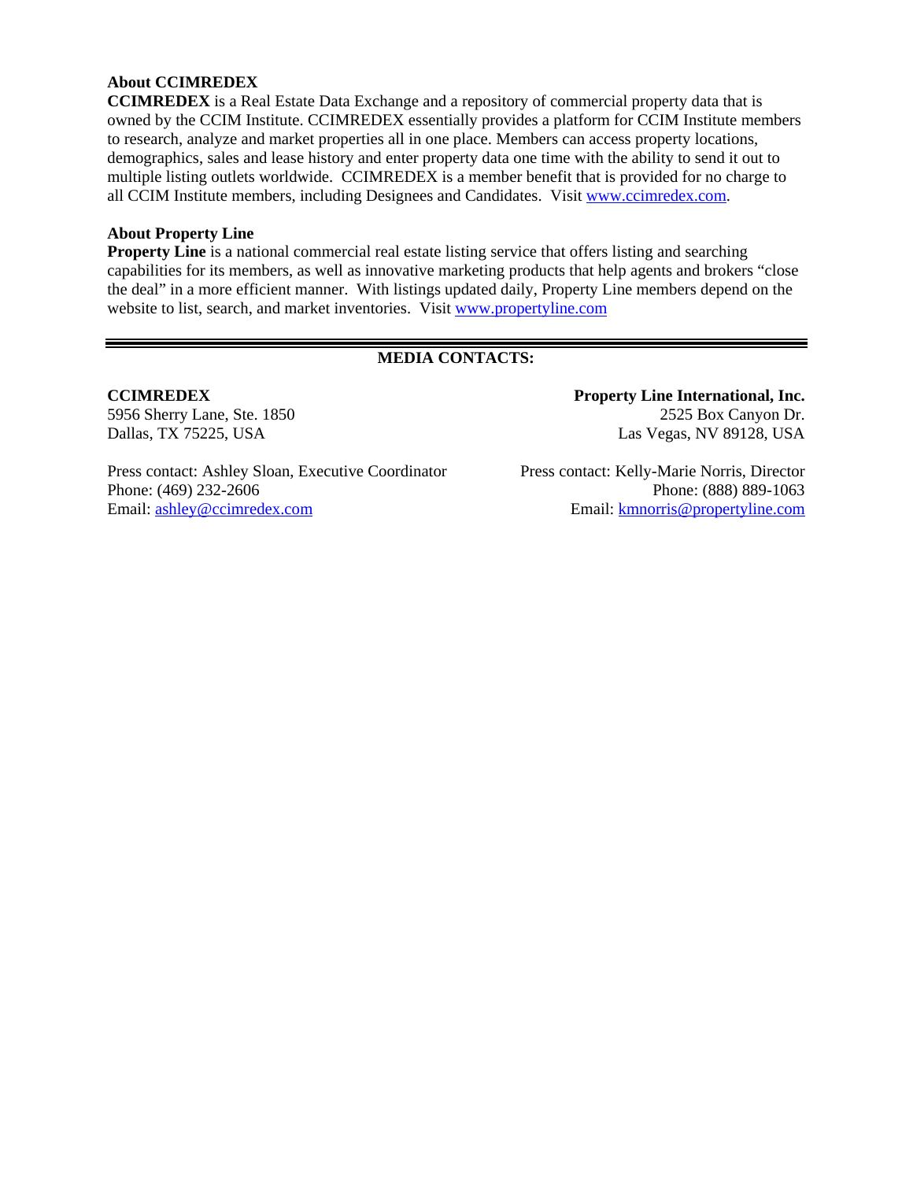**About CCIMREDEX**

**CCIMREDEX** is a Real Estate Data Exchange and a repository of commercial property data that is owned by the CCIM Institute. CCIMREDEX essentially provides a platform for CCIM Institute members to research, analyze and market properties all in one place. Members can access property locations, demographics, sales and lease history and enter property data one time with the ability to send it out to multiple listing outlets worldwide. CCIMREDEX is a member benefit that is provided for no charge to all CCIM Institute members, including Designees and Candidates. Visit www.ccimredex.com.

**About Property Line**

**Property Line** is a national commercial real estate listing service that offers listing and searching capabilities for its members, as well as innovative marketing products that help agents and brokers "close the deal" in a more efficient manner. With listings updated daily, Property Line members depend on the website to list, search, and market inventories. Visit www.propertyline.com

---

**MEDIA CONTACTS:**

**CCIMREDEX**
5956 Sherry Lane, Ste. 1850
Dallas, TX 75225, USA

Press contact: Ashley Sloan, Executive Coordinator
Phone: (469) 232-2606
Email: ashley@ccimredex.com

**Property Line International, Inc.**
2525 Box Canyon Dr.
Las Vegas, NV 89128, USA

Press contact: Kelly-Marie Norris, Director
Phone: (888) 889-1063
Email: kmnorris@propertyline.com